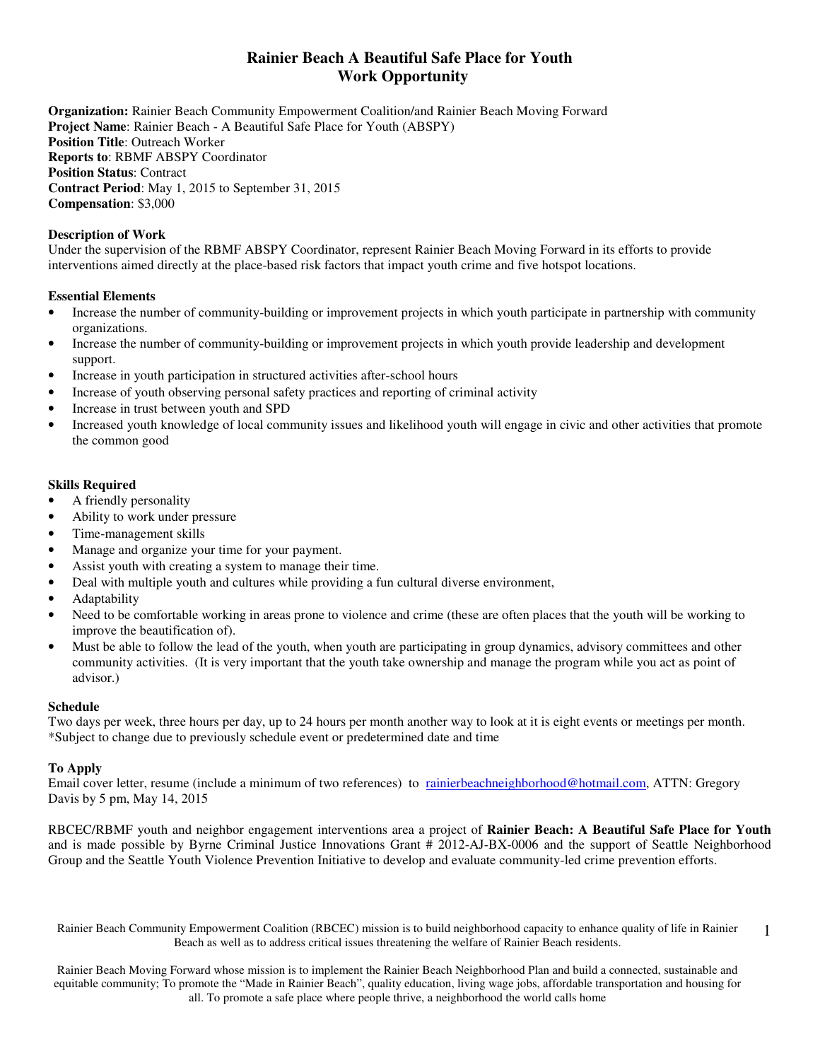# Rainier Beach A Beautiful Safe Place for Youth
## Work Opportunity

**Organization:** Rainier Beach Community Empowerment Coalition/and Rainier Beach Moving Forward
**Project Name**: Rainier Beach - A Beautiful Safe Place for Youth (ABSPY)
**Position Title**: Outreach Worker
**Reports to**: RBMF ABSPY Coordinator
**Position Status**: Contract
**Contract Period**: May 1, 2015 to September 31, 2015
**Compensation**: $3,000

### Description of Work

Under the supervision of the RBMF ABSPY Coordinator, represent Rainier Beach Moving Forward in its efforts to provide interventions aimed directly at the place-based risk factors that impact youth crime and five hotspot locations.

### Essential Elements

- Increase the number of community-building or improvement projects in which youth participate in partnership with community organizations.
- Increase the number of community-building or improvement projects in which youth provide leadership and development support.
- Increase in youth participation in structured activities after-school hours
- Increase of youth observing personal safety practices and reporting of criminal activity
- Increase in trust between youth and SPD
- Increased youth knowledge of local community issues and likelihood youth will engage in civic and other activities that promote the common good

### Skills Required

- A friendly personality
- Ability to work under pressure
- Time-management skills
- Manage and organize your time for your payment.
- Assist youth with creating a system to manage their time.
- Deal with multiple youth and cultures while providing a fun cultural diverse environment,
- Adaptability
- Need to be comfortable working in areas prone to violence and crime (these are often places that the youth will be working to improve the beautification of).
- Must be able to follow the lead of the youth, when youth are participating in group dynamics, advisory committees and other community activities. (It is very important that the youth take ownership and manage the program while you act as point of advisor.)

### Schedule

Two days per week, three hours per day, up to 24 hours per month another way to look at it is eight events or meetings per month.
*Subject to change due to previously schedule event or predetermined date and time

### To Apply

Email cover letter, resume (include a minimum of two references) to [rainierbeachneighborhood@hotmail.com](mailto:rainierbeachneighborhood@hotmail.com), ATTN: Gregory Davis by 5 pm, May 14, 2015

RBCEC/RBMF youth and neighbor engagement interventions area a project of **Rainier Beach: A Beautiful Safe Place for Youth** and is made possible by Byrne Criminal Justice Innovations Grant # 2012-AJ-BX-0006 and the support of Seattle Neighborhood Group and the Seattle Youth Violence Prevention Initiative to develop and evaluate community-led crime prevention efforts.

Rainier Beach Community Empowerment Coalition (RBCEC) mission is to build neighborhood capacity to enhance quality of life in Rainier Beach as well as to address critical issues threatening the welfare of Rainier Beach residents.

Rainier Beach Moving Forward whose mission is to implement the Rainier Beach Neighborhood Plan and build a connected, sustainable and equitable community; To promote the "Made in Rainier Beach", quality education, living wage jobs, affordable transportation and housing for all. To promote a safe place where people thrive, a neighborhood the world calls home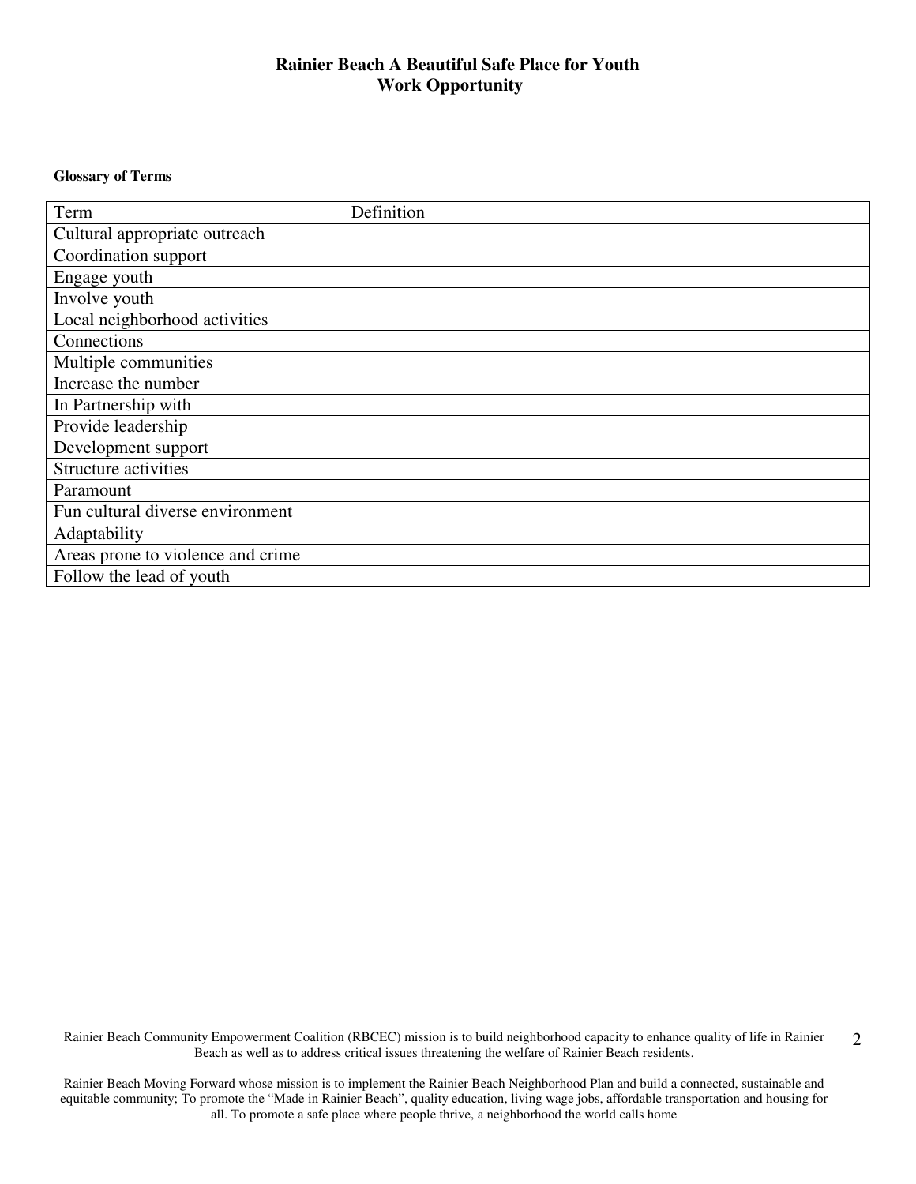# Rainier Beach A Beautiful Safe Place for Youth
# Work Opportunity

**Glossary of Terms**

| Term | Definition |
|---|---|
| Cultural appropriate outreach | |
| Coordination support | |
| Engage youth | |
| Involve youth | |
| Local neighborhood activities | |
| Connections | |
| Multiple communities | |
| Increase the number | |
| In Partnership with | |
| Provide leadership | |
| Development support | |
| Structure activities | |
| Paramount | |
| Fun cultural diverse environment | |
| Adaptability | |
| Areas prone to violence and crime | |
| Follow the lead of youth | |

Rainier Beach Community Empowerment Coalition (RBCEC) mission is to build neighborhood capacity to enhance quality of life in Rainier Beach as well as to address critical issues threatening the welfare of Rainier Beach residents.

Rainier Beach Moving Forward whose mission is to implement the Rainier Beach Neighborhood Plan and build a connected, sustainable and equitable community; To promote the "Made in Rainier Beach", quality education, living wage jobs, affordable transportation and housing for all. To promote a safe place where people thrive, a neighborhood the world calls home